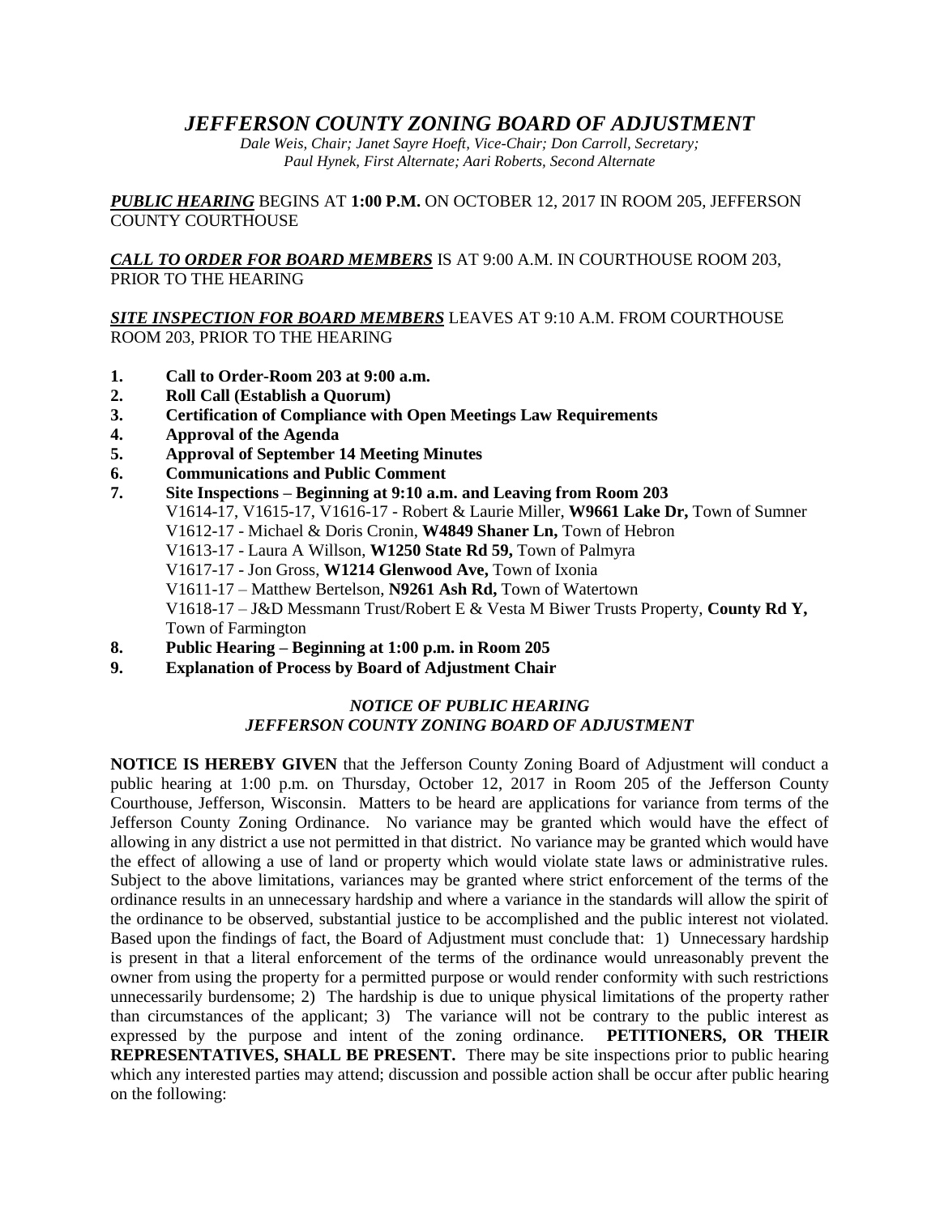# *JEFFERSON COUNTY ZONING BOARD OF ADJUSTMENT*

*Dale Weis, Chair; Janet Sayre Hoeft, Vice-Chair; Don Carroll, Secretary; Paul Hynek, First Alternate; Aari Roberts, Second Alternate*

***PUBLIC HEARING*** BEGINS AT **1:00 P.M.** ON OCTOBER 12, 2017 IN ROOM 205, JEFFERSON COUNTY COURTHOUSE

***CALL TO ORDER FOR BOARD MEMBERS*** IS AT 9:00 A.M. IN COURTHOUSE ROOM 203, PRIOR TO THE HEARING

***SITE INSPECTION FOR BOARD MEMBERS*** LEAVES AT 9:10 A.M. FROM COURTHOUSE ROOM 203, PRIOR TO THE HEARING

1. **Call to Order-Room 203 at 9:00 a.m.**
2. **Roll Call (Establish a Quorum)**
3. **Certification of Compliance with Open Meetings Law Requirements**
4. **Approval of the Agenda**
5. **Approval of September 14 Meeting Minutes**
6. **Communications and Public Comment**
7. **Site Inspections – Beginning at 9:10 a.m. and Leaving from Room 203**
   V1614-17, V1615-17, V1616-17 - Robert & Laurie Miller, **W9661 Lake Dr,** Town of Sumner
   V1612-17 - Michael & Doris Cronin, **W4849 Shaner Ln,** Town of Hebron
   V1613-17 - Laura A Willson, **W1250 State Rd 59,** Town of Palmyra
   V1617-17 - Jon Gross, **W1214 Glenwood Ave,** Town of Ixonia
   V1611-17 – Matthew Bertelson, **N9261 Ash Rd,** Town of Watertown
   V1618-17 – J&D Messmann Trust/Robert E & Vesta M Biwer Trusts Property, **County Rd Y,** Town of Farmington
8. **Public Hearing – Beginning at 1:00 p.m. in Room 205**
9. **Explanation of Process by Board of Adjustment Chair**

## *NOTICE OF PUBLIC HEARING*
## *JEFFERSON COUNTY ZONING BOARD OF ADJUSTMENT*

**NOTICE IS HEREBY GIVEN** that the Jefferson County Zoning Board of Adjustment will conduct a public hearing at 1:00 p.m. on Thursday, October 12, 2017 in Room 205 of the Jefferson County Courthouse, Jefferson, Wisconsin. Matters to be heard are applications for variance from terms of the Jefferson County Zoning Ordinance. No variance may be granted which would have the effect of allowing in any district a use not permitted in that district. No variance may be granted which would have the effect of allowing a use of land or property which would violate state laws or administrative rules. Subject to the above limitations, variances may be granted where strict enforcement of the terms of the ordinance results in an unnecessary hardship and where a variance in the standards will allow the spirit of the ordinance to be observed, substantial justice to be accomplished and the public interest not violated. Based upon the findings of fact, the Board of Adjustment must conclude that: 1) Unnecessary hardship is present in that a literal enforcement of the terms of the ordinance would unreasonably prevent the owner from using the property for a permitted purpose or would render conformity with such restrictions unnecessarily burdensome; 2) The hardship is due to unique physical limitations of the property rather than circumstances of the applicant; 3) The variance will not be contrary to the public interest as expressed by the purpose and intent of the zoning ordinance. **PETITIONERS, OR THEIR REPRESENTATIVES, SHALL BE PRESENT.** There may be site inspections prior to public hearing which any interested parties may attend; discussion and possible action shall be occur after public hearing on the following: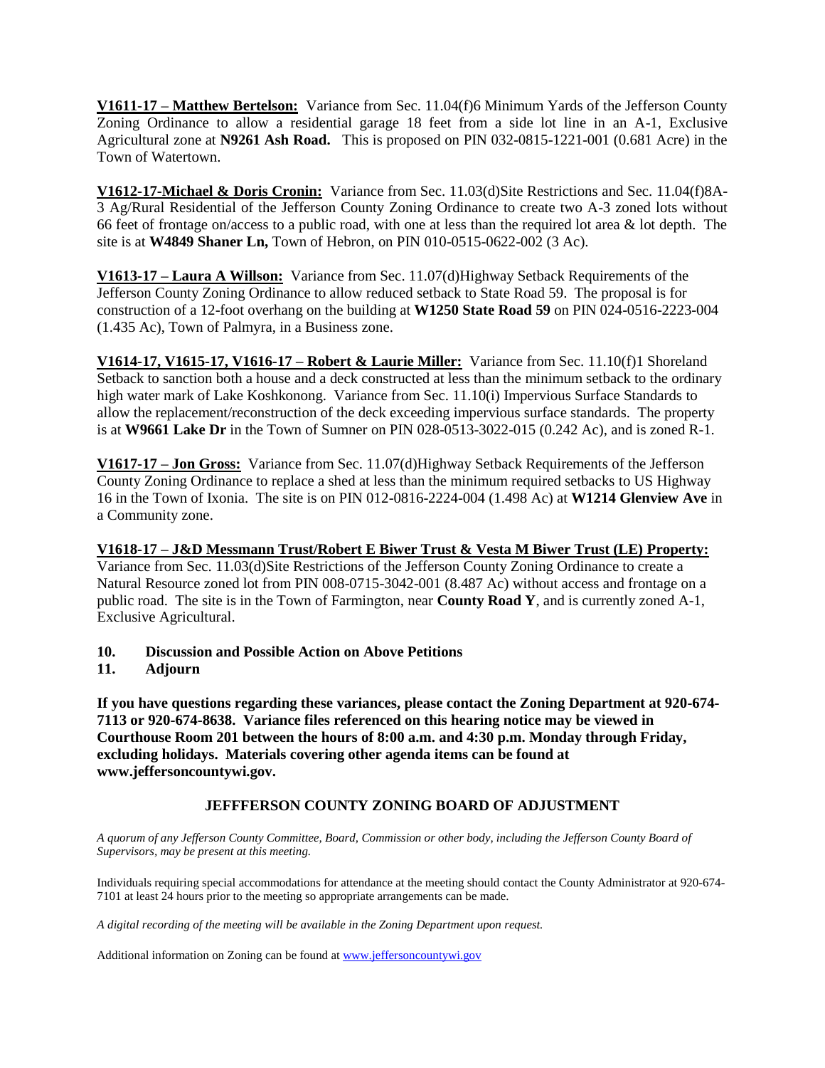**V1611-17 – Matthew Bertelson:** Variance from Sec. 11.04(f)6 Minimum Yards of the Jefferson County Zoning Ordinance to allow a residential garage 18 feet from a side lot line in an A-1, Exclusive Agricultural zone at **N9261 Ash Road.** This is proposed on PIN 032-0815-1221-001 (0.681 Acre) in the Town of Watertown.

**V1612-17-Michael & Doris Cronin:** Variance from Sec. 11.03(d)Site Restrictions and Sec. 11.04(f)8A-3 Ag/Rural Residential of the Jefferson County Zoning Ordinance to create two A-3 zoned lots without 66 feet of frontage on/access to a public road, with one at less than the required lot area & lot depth. The site is at **W4849 Shaner Ln,** Town of Hebron, on PIN 010-0515-0622-002 (3 Ac).

**V1613-17 – Laura A Willson:** Variance from Sec. 11.07(d)Highway Setback Requirements of the Jefferson County Zoning Ordinance to allow reduced setback to State Road 59. The proposal is for construction of a 12-foot overhang on the building at **W1250 State Road 59** on PIN 024-0516-2223-004 (1.435 Ac), Town of Palmyra, in a Business zone.

**V1614-17, V1615-17, V1616-17 – Robert & Laurie Miller:** Variance from Sec. 11.10(f)1 Shoreland Setback to sanction both a house and a deck constructed at less than the minimum setback to the ordinary high water mark of Lake Koshkonong. Variance from Sec. 11.10(i) Impervious Surface Standards to allow the replacement/reconstruction of the deck exceeding impervious surface standards. The property is at **W9661 Lake Dr** in the Town of Sumner on PIN 028-0513-3022-015 (0.242 Ac), and is zoned R-1.

**V1617-17 – Jon Gross:** Variance from Sec. 11.07(d)Highway Setback Requirements of the Jefferson County Zoning Ordinance to replace a shed at less than the minimum required setbacks to US Highway 16 in the Town of Ixonia. The site is on PIN 012-0816-2224-004 (1.498 Ac) at **W1214 Glenview Ave** in a Community zone.

**V1618-17 – J&D Messmann Trust/Robert E Biwer Trust & Vesta M Biwer Trust (LE) Property:** Variance from Sec. 11.03(d)Site Restrictions of the Jefferson County Zoning Ordinance to create a Natural Resource zoned lot from PIN 008-0715-3042-001 (8.487 Ac) without access and frontage on a public road. The site is in the Town of Farmington, near **County Road Y**, and is currently zoned A-1, Exclusive Agricultural.

10. **Discussion and Possible Action on Above Petitions**
11. **Adjourn**

**If you have questions regarding these variances, please contact the Zoning Department at 920-674-7113 or 920-674-8638. Variance files referenced on this hearing notice may be viewed in Courthouse Room 201 between the hours of 8:00 a.m. and 4:30 p.m. Monday through Friday, excluding holidays. Materials covering other agenda items can be found at www.jeffersoncountywi.gov.**

**JEFFFERSON COUNTY ZONING BOARD OF ADJUSTMENT**

*A quorum of any Jefferson County Committee, Board, Commission or other body, including the Jefferson County Board of Supervisors, may be present at this meeting.*

Individuals requiring special accommodations for attendance at the meeting should contact the County Administrator at 920-674-7101 at least 24 hours prior to the meeting so appropriate arrangements can be made.

*A digital recording of the meeting will be available in the Zoning Department upon request.*

Additional information on Zoning can be found at www.jeffersoncountywi.gov